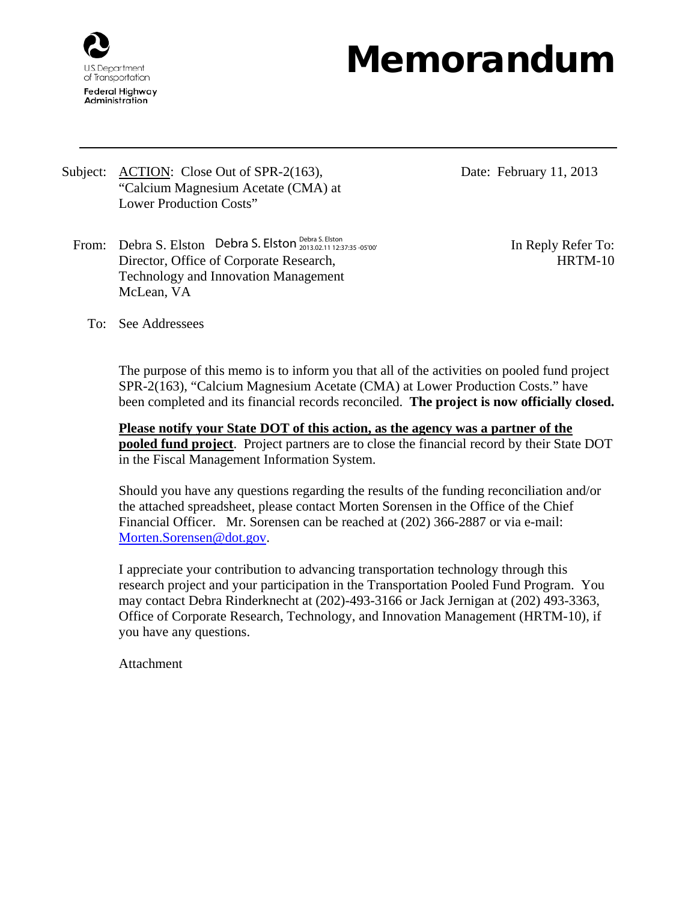U.S. Department of Transportation

Federal Highway Administration

# Memorandum

---

Subject: ACTION: Close Out of SPR-2(163), "Calcium Magnesium Acetate (CMA) at Lower Production Costs"

Date: February 11, 2013

From: Debra S. Elston Debra S. Elston Debra S. Elston 2013.02.11 12:37:35 -05'00'
Director, Office of Corporate Research, Technology and Innovation Management
McLean, VA

In Reply Refer To: HRTM-10

To: See Addressees

The purpose of this memo is to inform you that all of the activities on pooled fund project SPR-2(163), "Calcium Magnesium Acetate (CMA) at Lower Production Costs." have been completed and its financial records reconciled. **The project is now officially closed.**

**Please notify your State DOT of this action, as the agency was a partner of the pooled fund project**. Project partners are to close the financial record by their State DOT in the Fiscal Management Information System.

Should you have any questions regarding the results of the funding reconciliation and/or the attached spreadsheet, please contact Morten Sorensen in the Office of the Chief Financial Officer. Mr. Sorensen can be reached at (202) 366-2887 or via e-mail: Morten.Sorensen@dot.gov.

I appreciate your contribution to advancing transportation technology through this research project and your participation in the Transportation Pooled Fund Program. You may contact Debra Rinderknecht at (202)-493-3166 or Jack Jernigan at (202) 493-3363, Office of Corporate Research, Technology, and Innovation Management (HRTM-10), if you have any questions.

Attachment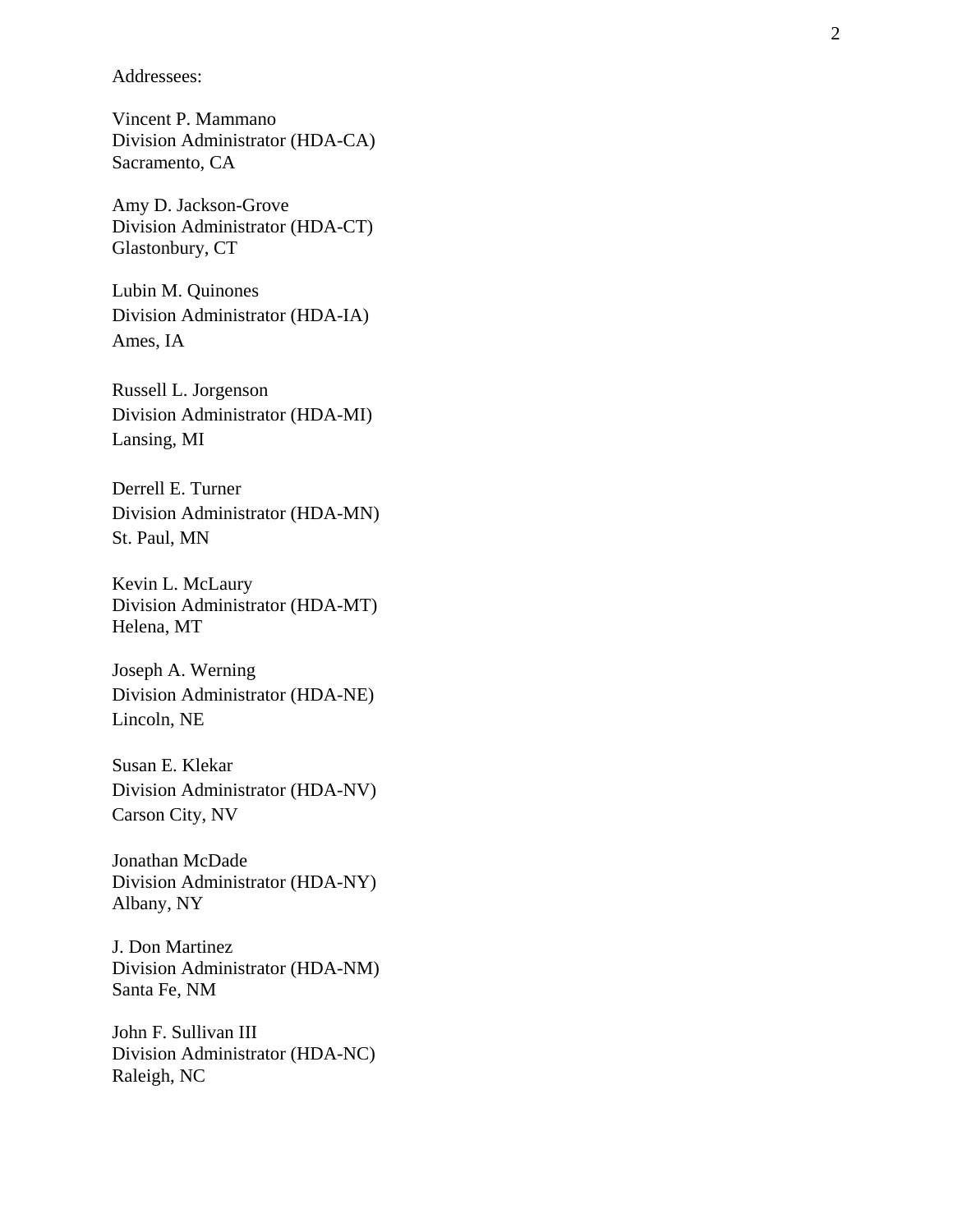Addressees:

Vincent P. Mammano
Division Administrator (HDA-CA)
Sacramento, CA

Amy D. Jackson-Grove
Division Administrator (HDA-CT)
Glastonbury, CT

Lubin M. Quinones
Division Administrator (HDA-IA)
Ames, IA

Russell L. Jorgenson
Division Administrator (HDA-MI)
Lansing, MI

Derrell E. Turner
Division Administrator (HDA-MN)
St. Paul, MN

Kevin L. McLaury
Division Administrator (HDA-MT)
Helena, MT

Joseph A. Werning
Division Administrator (HDA-NE)
Lincoln, NE

Susan E. Klekar
Division Administrator (HDA-NV)
Carson City, NV

Jonathan McDade
Division Administrator (HDA-NY)
Albany, NY

J. Don Martinez
Division Administrator (HDA-NM)
Santa Fe, NM

John F. Sullivan III
Division Administrator (HDA-NC)
Raleigh, NC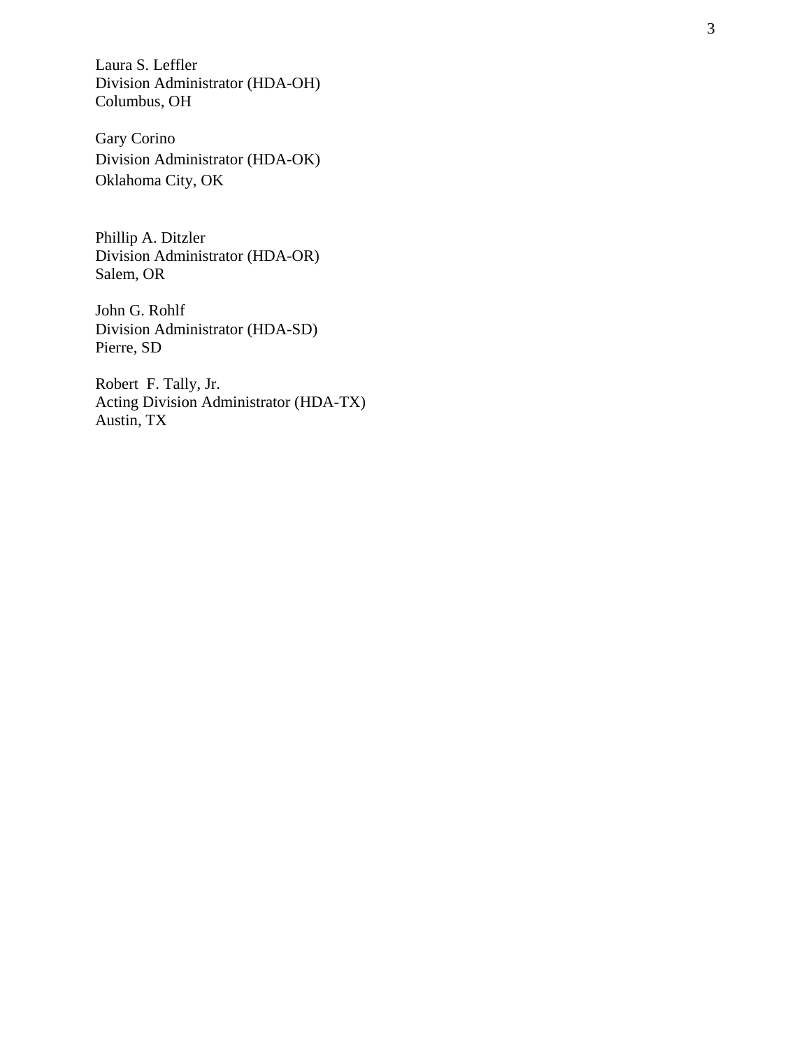Laura S. Leffler
Division Administrator (HDA-OH)
Columbus, OH

Gary Corino
Division Administrator (HDA-OK)
Oklahoma City, OK

Phillip A. Ditzler
Division Administrator (HDA-OR)
Salem, OR

John G. Rohlf
Division Administrator (HDA-SD)
Pierre, SD

Robert F. Tally, Jr.
Acting Division Administrator (HDA-TX)
Austin, TX